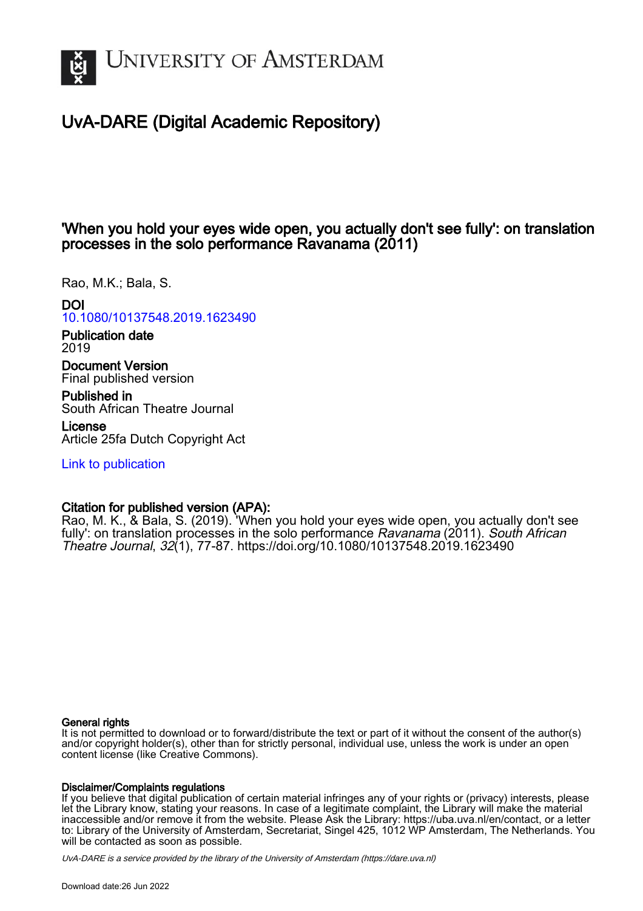# UvA-DARE (Digital Academic Repository)

## 'When you hold your eyes wide open, you actually don't see fully': on translation processes in the solo performance Ravanama (2011)

Rao, M.K.; Bala, S.

**DOI**
10.1080/10137548.2019.1623490

**Publication date**
2019

**Document Version**
Final published version

**Published in**
South African Theatre Journal

**License**
Article 25fa Dutch Copyright Act

Link to publication

**Citation for published version (APA):**
Rao, M. K., & Bala, S. (2019). 'When you hold your eyes wide open, you actually don't see fully': on translation processes in the solo performance *Ravanama* (2011). *South African Theatre Journal*, *32*(1), 77-87. https://doi.org/10.1080/10137548.2019.1623490

**General rights**
It is not permitted to download or to forward/distribute the text or part of it without the consent of the author(s) and/or copyright holder(s), other than for strictly personal, individual use, unless the work is under an open content license (like Creative Commons).

**Disclaimer/Complaints regulations**
If you believe that digital publication of certain material infringes any of your rights or (privacy) interests, please let the Library know, stating your reasons. In case of a legitimate complaint, the Library will make the material inaccessible and/or remove it from the website. Please Ask the Library: https://uba.uva.nl/en/contact, or a letter to: Library of the University of Amsterdam, Secretariat, Singel 425, 1012 WP Amsterdam, The Netherlands. You will be contacted as soon as possible.

*UvA-DARE is a service provided by the library of the University of Amsterdam (https://dare.uva.nl)*

Download date:26 Jun 2022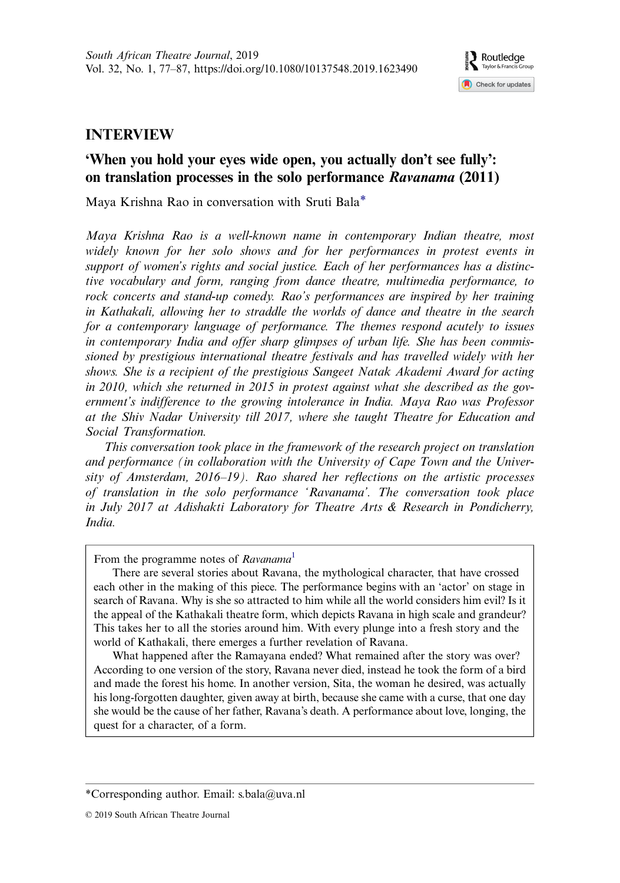# INTERVIEW

## 'When you hold your eyes wide open, you actually don't see fully': on translation processes in the solo performance *Ravanama* (2011)

Maya Krishna Rao in conversation with Sruti Bala*

*Maya Krishna Rao is a well-known name in contemporary Indian theatre, most widely known for her solo shows and for her performances in protest events in support of women's rights and social justice. Each of her performances has a distinctive vocabulary and form, ranging from dance theatre, multimedia performance, to rock concerts and stand-up comedy. Rao's performances are inspired by her training in Kathakali, allowing her to straddle the worlds of dance and theatre in the search for a contemporary language of performance. The themes respond acutely to issues in contemporary India and offer sharp glimpses of urban life. She has been commissioned by prestigious international theatre festivals and has travelled widely with her shows. She is a recipient of the prestigious Sangeet Natak Akademi Award for acting in 2010, which she returned in 2015 in protest against what she described as the government's indifference to the growing intolerance in India. Maya Rao was Professor at the Shiv Nadar University till 2017, where she taught Theatre for Education and Social Transformation.*

*This conversation took place in the framework of the research project on translation and performance (in collaboration with the University of Cape Town and the University of Amsterdam, 2016–19). Rao shared her reflections on the artistic processes of translation in the solo performance 'Ravanama'. The conversation took place in July 2017 at Adishakti Laboratory for Theatre Arts & Research in Pondicherry, India.*

> From the programme notes of *Ravanama*[1]
>
> There are several stories about Ravana, the mythological character, that have crossed each other in the making of this piece. The performance begins with an 'actor' on stage in search of Ravana. Why is she so attracted to him while all the world considers him evil? Is it the appeal of the Kathakali theatre form, which depicts Ravana in high scale and grandeur? This takes her to all the stories around him. With every plunge into a fresh story and the world of Kathakali, there emerges a further revelation of Ravana.
>
> What happened after the Ramayana ended? What remained after the story was over? According to one version of the story, Ravana never died, instead he took the form of a bird and made the forest his home. In another version, Sita, the woman he desired, was actually his long-forgotten daughter, given away at birth, because she came with a curse, that one day she would be the cause of her father, Ravana's death. A performance about love, longing, the quest for a character, of a form.

*Corresponding author. Email: s.bala@uva.nl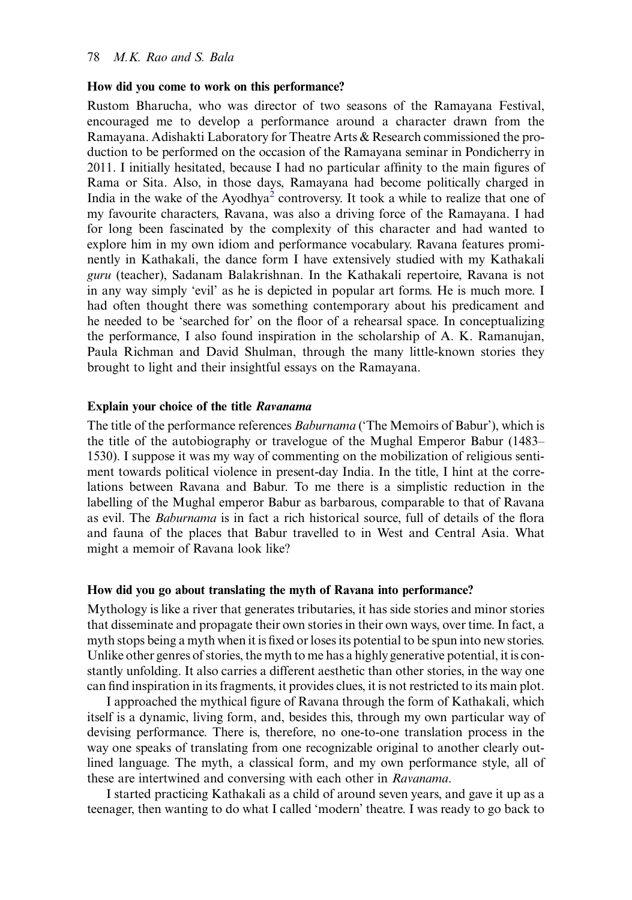**How did you come to work on this performance?**

Rustom Bharucha, who was director of two seasons of the Ramayana Festival, encouraged me to develop a performance around a character drawn from the Ramayana. Adishakti Laboratory for Theatre Arts & Research commissioned the production to be performed on the occasion of the Ramayana seminar in Pondicherry in 2011. I initially hesitated, because I had no particular affinity to the main figures of Rama or Sita. Also, in those days, Ramayana had become politically charged in India in the wake of the Ayodhya[2] controversy. It took a while to realize that one of my favourite characters, Ravana, was also a driving force of the Ramayana. I had for long been fascinated by the complexity of this character and had wanted to explore him in my own idiom and performance vocabulary. Ravana features prominently in Kathakali, the dance form I have extensively studied with my Kathakali *guru* (teacher), Sadanam Balakrishnan. In the Kathakali repertoire, Ravana is not in any way simply 'evil' as he is depicted in popular art forms. He is much more. I had often thought there was something contemporary about his predicament and he needed to be 'searched for' on the floor of a rehearsal space. In conceptualizing the performance, I also found inspiration in the scholarship of A. K. Ramanujan, Paula Richman and David Shulman, through the many little-known stories they brought to light and their insightful essays on the Ramayana.

**Explain your choice of the title *Ravanama***

The title of the performance references *Baburnama* ('The Memoirs of Babur'), which is the title of the autobiography or travelogue of the Mughal Emperor Babur (1483–1530). I suppose it was my way of commenting on the mobilization of religious sentiment towards political violence in present-day India. In the title, I hint at the correlations between Ravana and Babur. To me there is a simplistic reduction in the labelling of the Mughal emperor Babur as barbarous, comparable to that of Ravana as evil. The *Baburnama* is in fact a rich historical source, full of details of the flora and fauna of the places that Babur travelled to in West and Central Asia. What might a memoir of Ravana look like?

**How did you go about translating the myth of Ravana into performance?**

Mythology is like a river that generates tributaries, it has side stories and minor stories that disseminate and propagate their own stories in their own ways, over time. In fact, a myth stops being a myth when it is fixed or loses its potential to be spun into new stories. Unlike other genres of stories, the myth to me has a highly generative potential, it is constantly unfolding. It also carries a different aesthetic than other stories, in the way one can find inspiration in its fragments, it provides clues, it is not restricted to its main plot.

I approached the mythical figure of Ravana through the form of Kathakali, which itself is a dynamic, living form, and, besides this, through my own particular way of devising performance. There is, therefore, no one-to-one translation process in the way one speaks of translating from one recognizable original to another clearly outlined language. The myth, a classical form, and my own performance style, all of these are intertwined and conversing with each other in *Ravanama*.

I started practicing Kathakali as a child of around seven years, and gave it up as a teenager, then wanting to do what I called 'modern' theatre. I was ready to go back to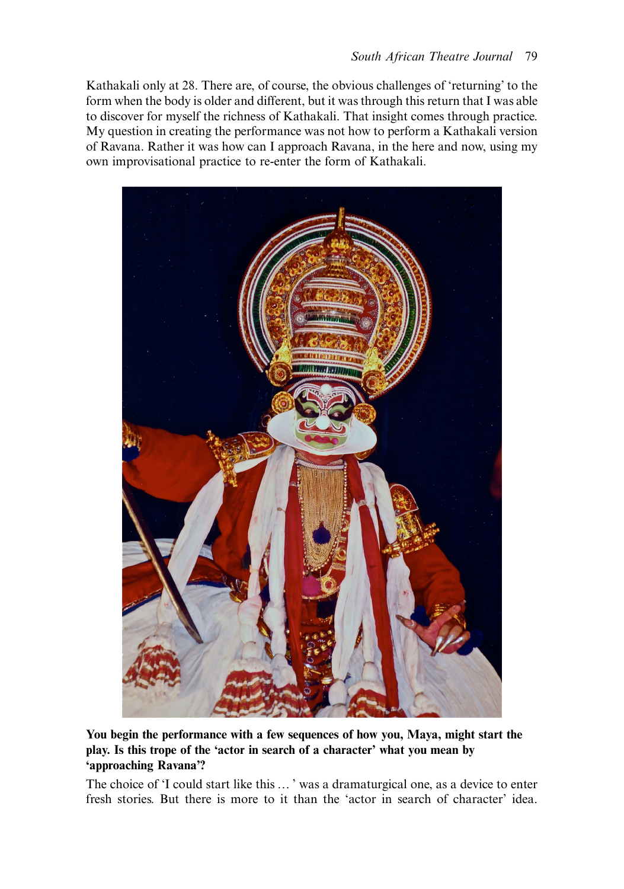Kathakali only at 28. There are, of course, the obvious challenges of 'returning' to the form when the body is older and different, but it was through this return that I was able to discover for myself the richness of Kathakali. That insight comes through practice. My question in creating the performance was not how to perform a Kathakali version of Ravana. Rather it was how can I approach Ravana, in the here and now, using my own improvisational practice to re-enter the form of Kathakali.

**You begin the performance with a few sequences of how you, Maya, might start the play. Is this trope of the 'actor in search of a character' what you mean by 'approaching Ravana'?**

The choice of 'I could start like this … ' was a dramaturgical one, as a device to enter fresh stories. But there is more to it than the 'actor in search of character' idea.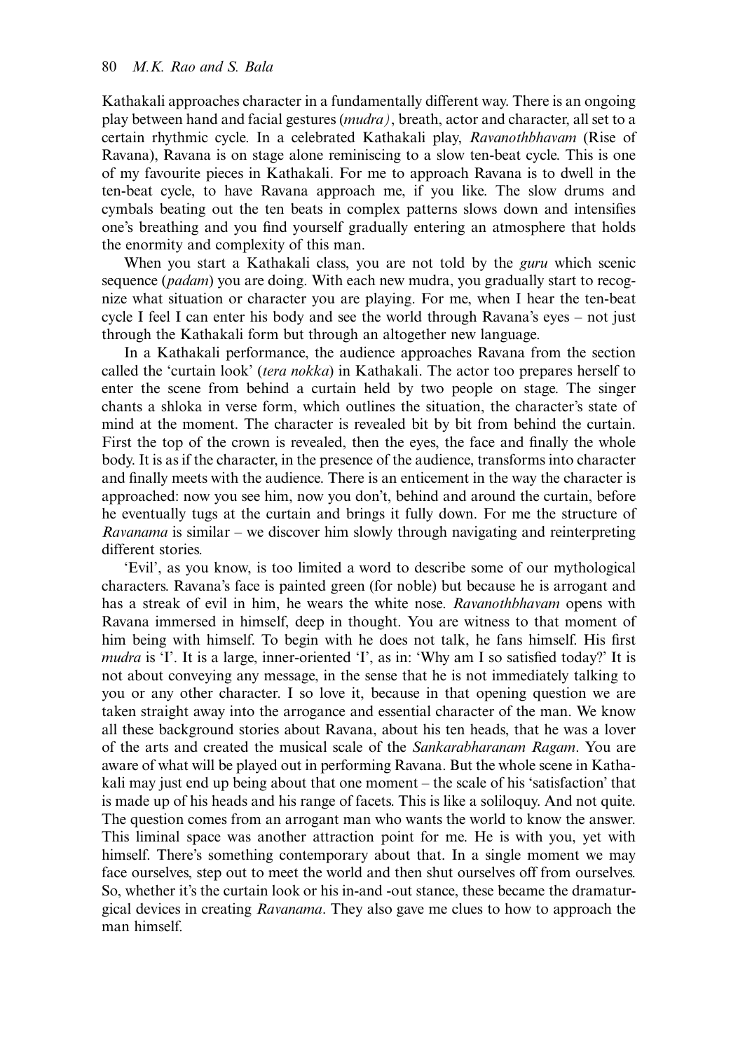Kathakali approaches character in a fundamentally different way. There is an ongoing play between hand and facial gestures (*mudra)*, breath, actor and character, all set to a certain rhythmic cycle. In a celebrated Kathakali play, *Ravanothbhavam* (Rise of Ravana), Ravana is on stage alone reminiscing to a slow ten-beat cycle. This is one of my favourite pieces in Kathakali. For me to approach Ravana is to dwell in the ten-beat cycle, to have Ravana approach me, if you like. The slow drums and cymbals beating out the ten beats in complex patterns slows down and intensifies one's breathing and you find yourself gradually entering an atmosphere that holds the enormity and complexity of this man.

When you start a Kathakali class, you are not told by the *guru* which scenic sequence (*padam*) you are doing. With each new mudra, you gradually start to recognize what situation or character you are playing. For me, when I hear the ten-beat cycle I feel I can enter his body and see the world through Ravana's eyes – not just through the Kathakali form but through an altogether new language.

In a Kathakali performance, the audience approaches Ravana from the section called the 'curtain look' (*tera nokka*) in Kathakali. The actor too prepares herself to enter the scene from behind a curtain held by two people on stage. The singer chants a shloka in verse form, which outlines the situation, the character's state of mind at the moment. The character is revealed bit by bit from behind the curtain. First the top of the crown is revealed, then the eyes, the face and finally the whole body. It is as if the character, in the presence of the audience, transforms into character and finally meets with the audience. There is an enticement in the way the character is approached: now you see him, now you don't, behind and around the curtain, before he eventually tugs at the curtain and brings it fully down. For me the structure of *Ravanama* is similar – we discover him slowly through navigating and reinterpreting different stories.

'Evil', as you know, is too limited a word to describe some of our mythological characters. Ravana's face is painted green (for noble) but because he is arrogant and has a streak of evil in him, he wears the white nose. *Ravanothbhavam* opens with Ravana immersed in himself, deep in thought. You are witness to that moment of him being with himself. To begin with he does not talk, he fans himself. His first *mudra* is 'I'. It is a large, inner-oriented 'I', as in: 'Why am I so satisfied today?' It is not about conveying any message, in the sense that he is not immediately talking to you or any other character. I so love it, because in that opening question we are taken straight away into the arrogance and essential character of the man. We know all these background stories about Ravana, about his ten heads, that he was a lover of the arts and created the musical scale of the *Sankarabharanam Ragam*. You are aware of what will be played out in performing Ravana. But the whole scene in Kathakali may just end up being about that one moment – the scale of his 'satisfaction' that is made up of his heads and his range of facets. This is like a soliloquy. And not quite. The question comes from an arrogant man who wants the world to know the answer. This liminal space was another attraction point for me. He is with you, yet with himself. There's something contemporary about that. In a single moment we may face ourselves, step out to meet the world and then shut ourselves off from ourselves. So, whether it's the curtain look or his in-and -out stance, these became the dramaturgical devices in creating *Ravanama*. They also gave me clues to how to approach the man himself.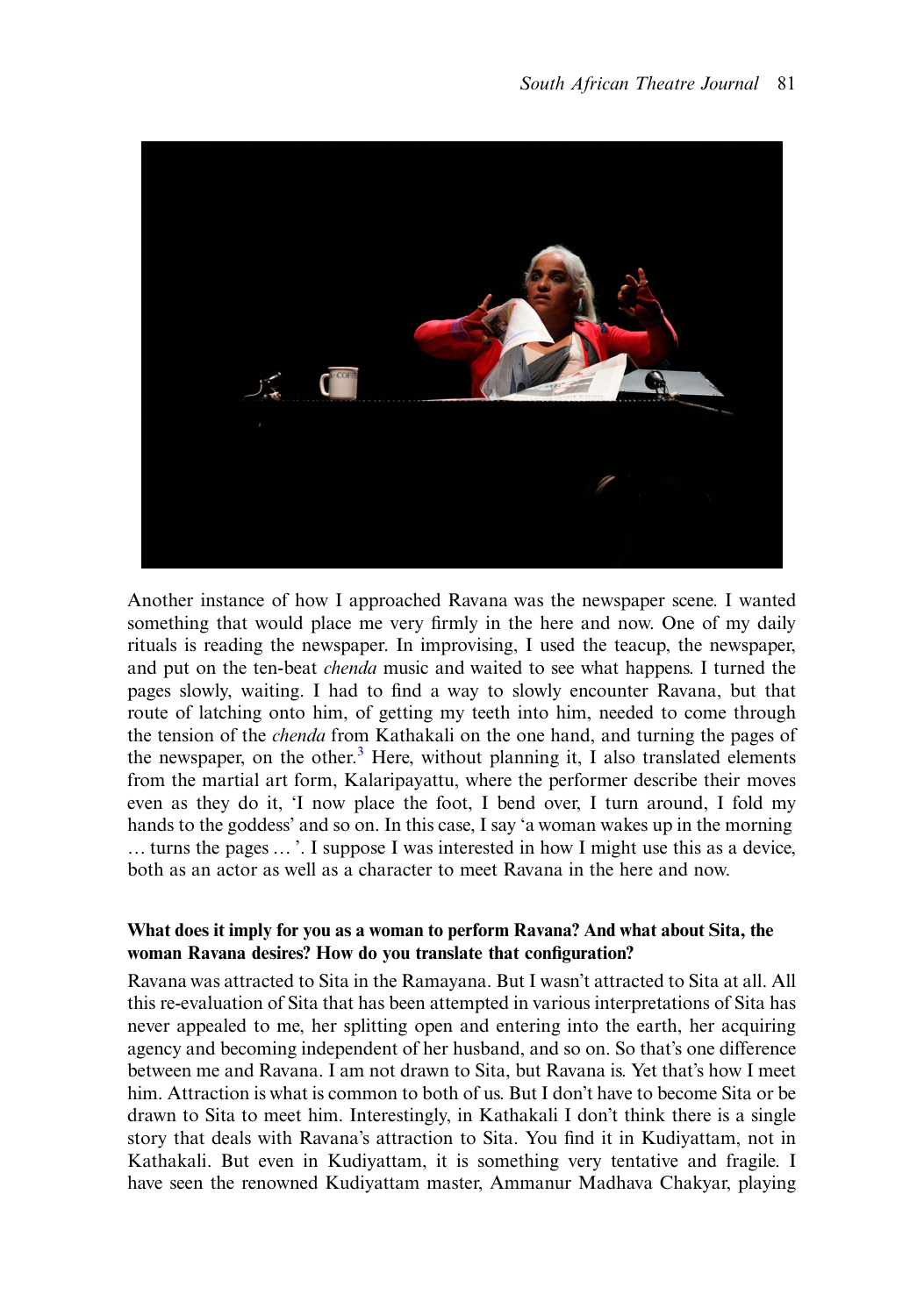Another instance of how I approached Ravana was the newspaper scene. I wanted something that would place me very firmly in the here and now. One of my daily rituals is reading the newspaper. In improvising, I used the teacup, the newspaper, and put on the ten-beat *chenda* music and waited to see what happens. I turned the pages slowly, waiting. I had to find a way to slowly encounter Ravana, but that route of latching onto him, of getting my teeth into him, needed to come through the tension of the *chenda* from Kathakali on the one hand, and turning the pages of the newspaper, on the other.[3] Here, without planning it, I also translated elements from the martial art form, Kalaripayattu, where the performer describe their moves even as they do it, 'I now place the foot, I bend over, I turn around, I fold my hands to the goddess' and so on. In this case, I say 'a woman wakes up in the morning … turns the pages … '. I suppose I was interested in how I might use this as a device, both as an actor as well as a character to meet Ravana in the here and now.

**What does it imply for you as a woman to perform Ravana? And what about Sita, the woman Ravana desires? How do you translate that configuration?**

Ravana was attracted to Sita in the Ramayana. But I wasn't attracted to Sita at all. All this re-evaluation of Sita that has been attempted in various interpretations of Sita has never appealed to me, her splitting open and entering into the earth, her acquiring agency and becoming independent of her husband, and so on. So that's one difference between me and Ravana. I am not drawn to Sita, but Ravana is. Yet that's how I meet him. Attraction is what is common to both of us. But I don't have to become Sita or be drawn to Sita to meet him. Interestingly, in Kathakali I don't think there is a single story that deals with Ravana's attraction to Sita. You find it in Kudiyattam, not in Kathakali. But even in Kudiyattam, it is something very tentative and fragile. I have seen the renowned Kudiyattam master, Ammanur Madhava Chakyar, playing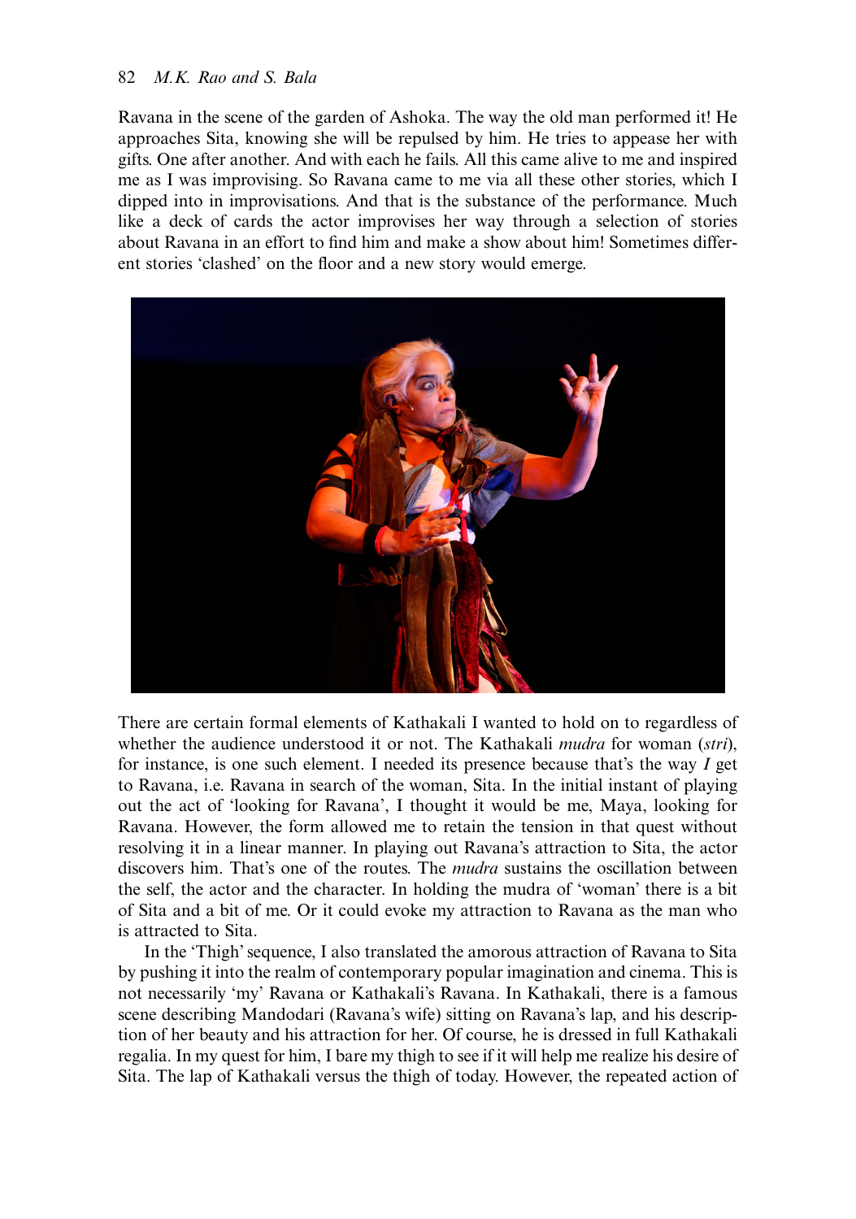Ravana in the scene of the garden of Ashoka. The way the old man performed it! He approaches Sita, knowing she will be repulsed by him. He tries to appease her with gifts. One after another. And with each he fails. All this came alive to me and inspired me as I was improvising. So Ravana came to me via all these other stories, which I dipped into in improvisations. And that is the substance of the performance. Much like a deck of cards the actor improvises her way through a selection of stories about Ravana in an effort to find him and make a show about him! Sometimes different stories 'clashed' on the floor and a new story would emerge.

There are certain formal elements of Kathakali I wanted to hold on to regardless of whether the audience understood it or not. The Kathakali *mudra* for woman (*stri*), for instance, is one such element. I needed its presence because that's the way *I* get to Ravana, i.e. Ravana in search of the woman, Sita. In the initial instant of playing out the act of 'looking for Ravana', I thought it would be me, Maya, looking for Ravana. However, the form allowed me to retain the tension in that quest without resolving it in a linear manner. In playing out Ravana's attraction to Sita, the actor discovers him. That's one of the routes. The *mudra* sustains the oscillation between the self, the actor and the character. In holding the mudra of 'woman' there is a bit of Sita and a bit of me. Or it could evoke my attraction to Ravana as the man who is attracted to Sita.

In the 'Thigh' sequence, I also translated the amorous attraction of Ravana to Sita by pushing it into the realm of contemporary popular imagination and cinema. This is not necessarily 'my' Ravana or Kathakali's Ravana. In Kathakali, there is a famous scene describing Mandodari (Ravana's wife) sitting on Ravana's lap, and his description of her beauty and his attraction for her. Of course, he is dressed in full Kathakali regalia. In my quest for him, I bare my thigh to see if it will help me realize his desire of Sita. The lap of Kathakali versus the thigh of today. However, the repeated action of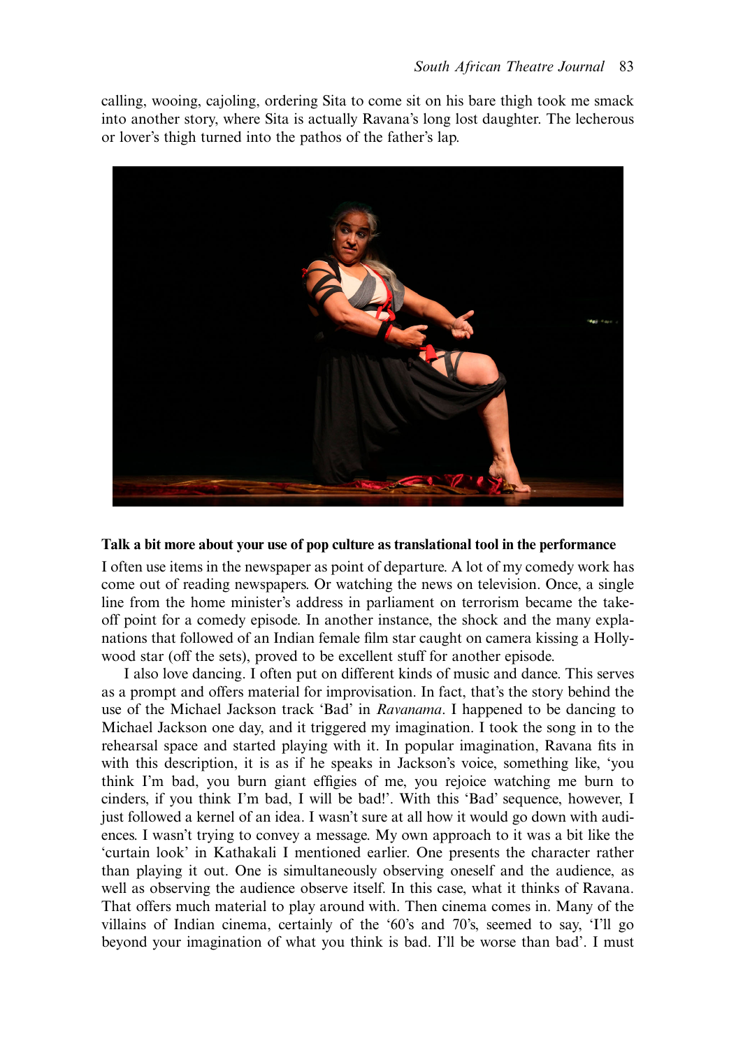calling, wooing, cajoling, ordering Sita to come sit on his bare thigh took me smack into another story, where Sita is actually Ravana's long lost daughter. The lecherous or lover's thigh turned into the pathos of the father's lap.

**Talk a bit more about your use of pop culture as translational tool in the performance**

I often use items in the newspaper as point of departure. A lot of my comedy work has come out of reading newspapers. Or watching the news on television. Once, a single line from the home minister's address in parliament on terrorism became the take-off point for a comedy episode. In another instance, the shock and the many explanations that followed of an Indian female film star caught on camera kissing a Hollywood star (off the sets), proved to be excellent stuff for another episode.

I also love dancing. I often put on different kinds of music and dance. This serves as a prompt and offers material for improvisation. In fact, that's the story behind the use of the Michael Jackson track 'Bad' in *Ravanama*. I happened to be dancing to Michael Jackson one day, and it triggered my imagination. I took the song in to the rehearsal space and started playing with it. In popular imagination, Ravana fits in with this description, it is as if he speaks in Jackson's voice, something like, 'you think I'm bad, you burn giant effigies of me, you rejoice watching me burn to cinders, if you think I'm bad, I will be bad!'. With this 'Bad' sequence, however, I just followed a kernel of an idea. I wasn't sure at all how it would go down with audiences. I wasn't trying to convey a message. My own approach to it was a bit like the 'curtain look' in Kathakali I mentioned earlier. One presents the character rather than playing it out. One is simultaneously observing oneself and the audience, as well as observing the audience observe itself. In this case, what it thinks of Ravana. That offers much material to play around with. Then cinema comes in. Many of the villains of Indian cinema, certainly of the '60's and 70's, seemed to say, 'I'll go beyond your imagination of what you think is bad. I'll be worse than bad'. I must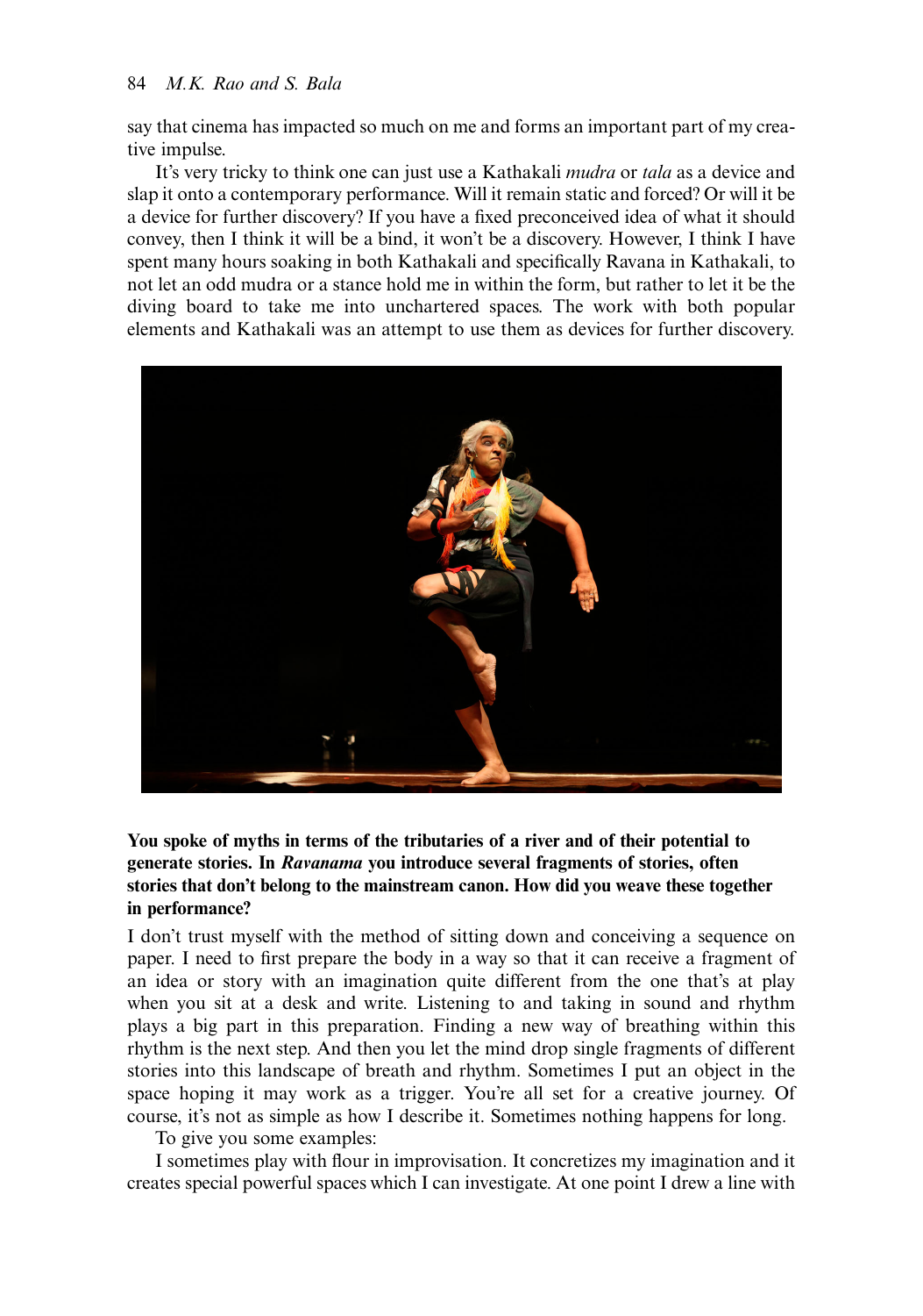say that cinema has impacted so much on me and forms an important part of my creative impulse.

It's very tricky to think one can just use a Kathakali *mudra* or *tala* as a device and slap it onto a contemporary performance. Will it remain static and forced? Or will it be a device for further discovery? If you have a fixed preconceived idea of what it should convey, then I think it will be a bind, it won't be a discovery. However, I think I have spent many hours soaking in both Kathakali and specifically Ravana in Kathakali, to not let an odd mudra or a stance hold me in within the form, but rather to let it be the diving board to take me into unchartered spaces. The work with both popular elements and Kathakali was an attempt to use them as devices for further discovery.

**You spoke of myths in terms of the tributaries of a river and of their potential to generate stories. In *Ravanama* you introduce several fragments of stories, often stories that don't belong to the mainstream canon. How did you weave these together in performance?**

I don't trust myself with the method of sitting down and conceiving a sequence on paper. I need to first prepare the body in a way so that it can receive a fragment of an idea or story with an imagination quite different from the one that's at play when you sit at a desk and write. Listening to and taking in sound and rhythm plays a big part in this preparation. Finding a new way of breathing within this rhythm is the next step. And then you let the mind drop single fragments of different stories into this landscape of breath and rhythm. Sometimes I put an object in the space hoping it may work as a trigger. You're all set for a creative journey. Of course, it's not as simple as how I describe it. Sometimes nothing happens for long.

To give you some examples:

I sometimes play with flour in improvisation. It concretizes my imagination and it creates special powerful spaces which I can investigate. At one point I drew a line with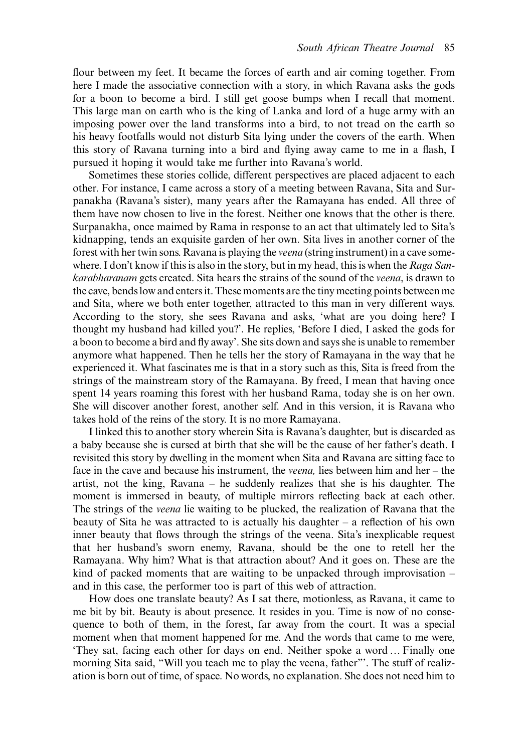flour between my feet. It became the forces of earth and air coming together. From here I made the associative connection with a story, in which Ravana asks the gods for a boon to become a bird. I still get goose bumps when I recall that moment. This large man on earth who is the king of Lanka and lord of a huge army with an imposing power over the land transforms into a bird, to not tread on the earth so his heavy footfalls would not disturb Sita lying under the covers of the earth. When this story of Ravana turning into a bird and flying away came to me in a flash, I pursued it hoping it would take me further into Ravana's world.

Sometimes these stories collide, different perspectives are placed adjacent to each other. For instance, I came across a story of a meeting between Ravana, Sita and Surpanakha (Ravana's sister), many years after the Ramayana has ended. All three of them have now chosen to live in the forest. Neither one knows that the other is there. Surpanakha, once maimed by Rama in response to an act that ultimately led to Sita's kidnapping, tends an exquisite garden of her own. Sita lives in another corner of the forest with her twin sons. Ravana is playing the *veena* (string instrument) in a cave somewhere. I don't know if this is also in the story, but in my head, this is when the *Raga Sankarabharanam* gets created. Sita hears the strains of the sound of the *veena*, is drawn to the cave, bends low and enters it. These moments are the tiny meeting points between me and Sita, where we both enter together, attracted to this man in very different ways. According to the story, she sees Ravana and asks, 'what are you doing here? I thought my husband had killed you?'. He replies, 'Before I died, I asked the gods for a boon to become a bird and fly away'. She sits down and says she is unable to remember anymore what happened. Then he tells her the story of Ramayana in the way that he experienced it. What fascinates me is that in a story such as this, Sita is freed from the strings of the mainstream story of the Ramayana. By freed, I mean that having once spent 14 years roaming this forest with her husband Rama, today she is on her own. She will discover another forest, another self. And in this version, it is Ravana who takes hold of the reins of the story. It is no more Ramayana.

I linked this to another story wherein Sita is Ravana's daughter, but is discarded as a baby because she is cursed at birth that she will be the cause of her father's death. I revisited this story by dwelling in the moment when Sita and Ravana are sitting face to face in the cave and because his instrument, the *veena,* lies between him and her – the artist, not the king, Ravana – he suddenly realizes that she is his daughter. The moment is immersed in beauty, of multiple mirrors reflecting back at each other. The strings of the *veena* lie waiting to be plucked, the realization of Ravana that the beauty of Sita he was attracted to is actually his daughter – a reflection of his own inner beauty that flows through the strings of the veena. Sita's inexplicable request that her husband's sworn enemy, Ravana, should be the one to retell her the Ramayana. Why him? What is that attraction about? And it goes on. These are the kind of packed moments that are waiting to be unpacked through improvisation – and in this case, the performer too is part of this web of attraction.

How does one translate beauty? As I sat there, motionless, as Ravana, it came to me bit by bit. Beauty is about presence. It resides in you. Time is now of no consequence to both of them, in the forest, far away from the court. It was a special moment when that moment happened for me. And the words that came to me were, 'They sat, facing each other for days on end. Neither spoke a word … Finally one morning Sita said, "Will you teach me to play the veena, father"'. The stuff of realization is born out of time, of space. No words, no explanation. She does not need him to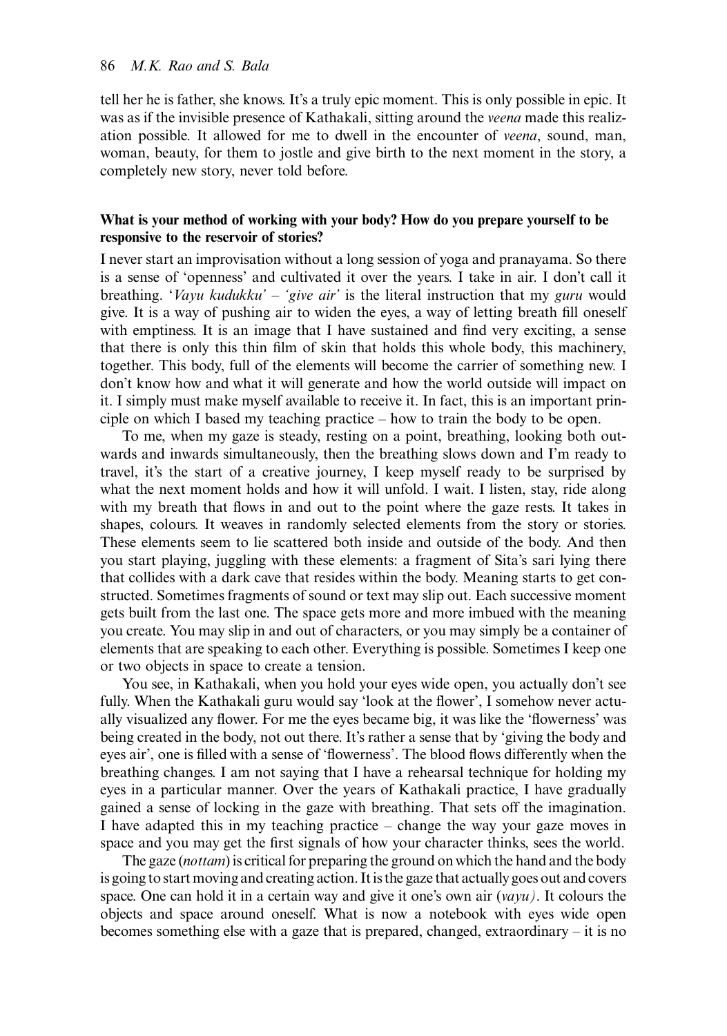tell her he is father, she knows. It's a truly epic moment. This is only possible in epic. It was as if the invisible presence of Kathakali, sitting around the *veena* made this realization possible. It allowed for me to dwell in the encounter of *veena*, sound, man, woman, beauty, for them to jostle and give birth to the next moment in the story, a completely new story, never told before.

**What is your method of working with your body? How do you prepare yourself to be responsive to the reservoir of stories?**

I never start an improvisation without a long session of yoga and pranayama. So there is a sense of 'openness' and cultivated it over the years. I take in air. I don't call it breathing. '*Vayu kudukku*' – '*give air*' is the literal instruction that my *guru* would give. It is a way of pushing air to widen the eyes, a way of letting breath fill oneself with emptiness. It is an image that I have sustained and find very exciting, a sense that there is only this thin film of skin that holds this whole body, this machinery, together. This body, full of the elements will become the carrier of something new. I don't know how and what it will generate and how the world outside will impact on it. I simply must make myself available to receive it. In fact, this is an important principle on which I based my teaching practice – how to train the body to be open.

To me, when my gaze is steady, resting on a point, breathing, looking both outwards and inwards simultaneously, then the breathing slows down and I'm ready to travel, it's the start of a creative journey, I keep myself ready to be surprised by what the next moment holds and how it will unfold. I wait. I listen, stay, ride along with my breath that flows in and out to the point where the gaze rests. It takes in shapes, colours. It weaves in randomly selected elements from the story or stories. These elements seem to lie scattered both inside and outside of the body. And then you start playing, juggling with these elements: a fragment of Sita's sari lying there that collides with a dark cave that resides within the body. Meaning starts to get constructed. Sometimes fragments of sound or text may slip out. Each successive moment gets built from the last one. The space gets more and more imbued with the meaning you create. You may slip in and out of characters, or you may simply be a container of elements that are speaking to each other. Everything is possible. Sometimes I keep one or two objects in space to create a tension.

You see, in Kathakali, when you hold your eyes wide open, you actually don't see fully. When the Kathakali guru would say 'look at the flower', I somehow never actually visualized any flower. For me the eyes became big, it was like the 'flowerness' was being created in the body, not out there. It's rather a sense that by 'giving the body and eyes air', one is filled with a sense of 'flowerness'. The blood flows differently when the breathing changes. I am not saying that I have a rehearsal technique for holding my eyes in a particular manner. Over the years of Kathakali practice, I have gradually gained a sense of locking in the gaze with breathing. That sets off the imagination. I have adapted this in my teaching practice – change the way your gaze moves in space and you may get the first signals of how your character thinks, sees the world.

The gaze (*nottam*) is critical for preparing the ground on which the hand and the body is going to start moving and creating action. It is the gaze that actually goes out and covers space. One can hold it in a certain way and give it one's own air (*vayu*). It colours the objects and space around oneself. What is now a notebook with eyes wide open becomes something else with a gaze that is prepared, changed, extraordinary – it is no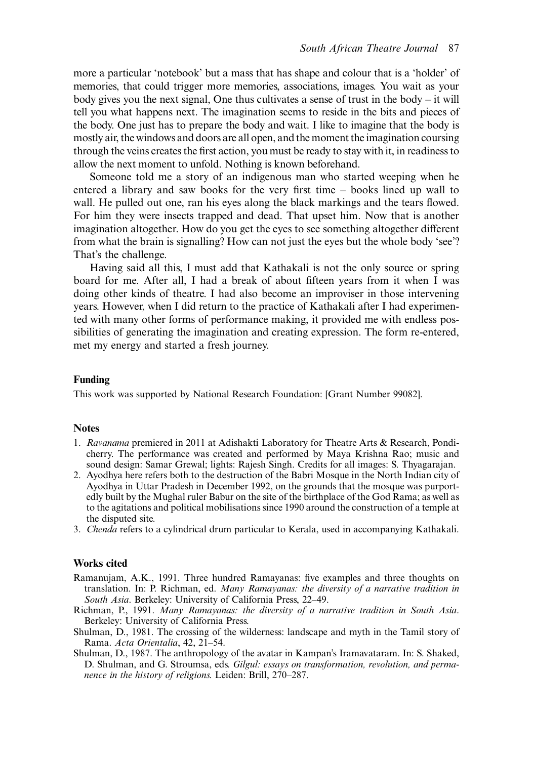more a particular 'notebook' but a mass that has shape and colour that is a 'holder' of memories, that could trigger more memories, associations, images. You wait as your body gives you the next signal, One thus cultivates a sense of trust in the body – it will tell you what happens next. The imagination seems to reside in the bits and pieces of the body. One just has to prepare the body and wait. I like to imagine that the body is mostly air, the windows and doors are all open, and the moment the imagination coursing through the veins creates the first action, you must be ready to stay with it, in readiness to allow the next moment to unfold. Nothing is known beforehand.

Someone told me a story of an indigenous man who started weeping when he entered a library and saw books for the very first time – books lined up wall to wall. He pulled out one, ran his eyes along the black markings and the tears flowed. For him they were insects trapped and dead. That upset him. Now that is another imagination altogether. How do you get the eyes to see something altogether different from what the brain is signalling? How can not just the eyes but the whole body 'see'? That's the challenge.

Having said all this, I must add that Kathakali is not the only source or spring board for me. After all, I had a break of about fifteen years from it when I was doing other kinds of theatre. I had also become an improviser in those intervening years. However, when I did return to the practice of Kathakali after I had experimented with many other forms of performance making, it provided me with endless possibilities of generating the imagination and creating expression. The form re-entered, met my energy and started a fresh journey.

## Funding

This work was supported by National Research Foundation: [Grant Number 99082].

## Notes

1. *Ravanama* premiered in 2011 at Adishakti Laboratory for Theatre Arts & Research, Pondicherry. The performance was created and performed by Maya Krishna Rao; music and sound design: Samar Grewal; lights: Rajesh Singh. Credits for all images: S. Thyagarajan.
2. Ayodhya here refers both to the destruction of the Babri Mosque in the North Indian city of Ayodhya in Uttar Pradesh in December 1992, on the grounds that the mosque was purportedly built by the Mughal ruler Babur on the site of the birthplace of the God Rama; as well as to the agitations and political mobilisations since 1990 around the construction of a temple at the disputed site.
3. *Chenda* refers to a cylindrical drum particular to Kerala, used in accompanying Kathakali.

## Works cited

Ramanujam, A.K., 1991. Three hundred Ramayanas: five examples and three thoughts on translation. In: P. Richman, ed. *Many Ramayanas: the diversity of a narrative tradition in South Asia*. Berkeley: University of California Press, 22–49.

Richman, P., 1991. *Many Ramayanas: the diversity of a narrative tradition in South Asia*. Berkeley: University of California Press.

Shulman, D., 1981. The crossing of the wilderness: landscape and myth in the Tamil story of Rama. *Acta Orientalia*, 42, 21–54.

Shulman, D., 1987. The anthropology of the avatar in Kampan's Iramavataram. In: S. Shaked, D. Shulman, and G. Stroumsa, eds. *Gilgul: essays on transformation, revolution, and permanence in the history of religions*. Leiden: Brill, 270–287.